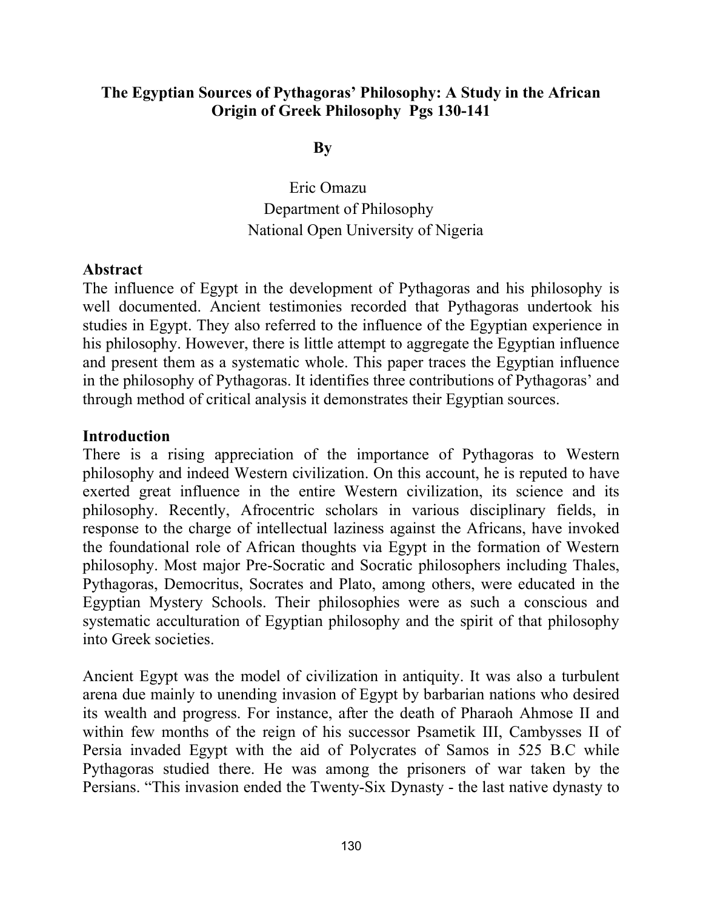# The Egyptian Sources of Pythagoras' Philosophy: A Study in the African Origin of Greek Philosophy Pgs 130-141

**By**

Eric Omazu
Department of Philosophy
National Open University of Nigeria

## Abstract

The influence of Egypt in the development of Pythagoras and his philosophy is well documented. Ancient testimonies recorded that Pythagoras undertook his studies in Egypt. They also referred to the influence of the Egyptian experience in his philosophy. However, there is little attempt to aggregate the Egyptian influence and present them as a systematic whole. This paper traces the Egyptian influence in the philosophy of Pythagoras. It identifies three contributions of Pythagoras' and through method of critical analysis it demonstrates their Egyptian sources.

## Introduction

There is a rising appreciation of the importance of Pythagoras to Western philosophy and indeed Western civilization. On this account, he is reputed to have exerted great influence in the entire Western civilization, its science and its philosophy. Recently, Afrocentric scholars in various disciplinary fields, in response to the charge of intellectual laziness against the Africans, have invoked the foundational role of African thoughts via Egypt in the formation of Western philosophy. Most major Pre-Socratic and Socratic philosophers including Thales, Pythagoras, Democritus, Socrates and Plato, among others, were educated in the Egyptian Mystery Schools. Their philosophies were as such a conscious and systematic acculturation of Egyptian philosophy and the spirit of that philosophy into Greek societies.

Ancient Egypt was the model of civilization in antiquity. It was also a turbulent arena due mainly to unending invasion of Egypt by barbarian nations who desired its wealth and progress. For instance, after the death of Pharaoh Ahmose II and within few months of the reign of his successor Psametik III, Cambysses II of Persia invaded Egypt with the aid of Polycrates of Samos in 525 B.C while Pythagoras studied there. He was among the prisoners of war taken by the Persians. "This invasion ended the Twenty-Six Dynasty - the last native dynasty to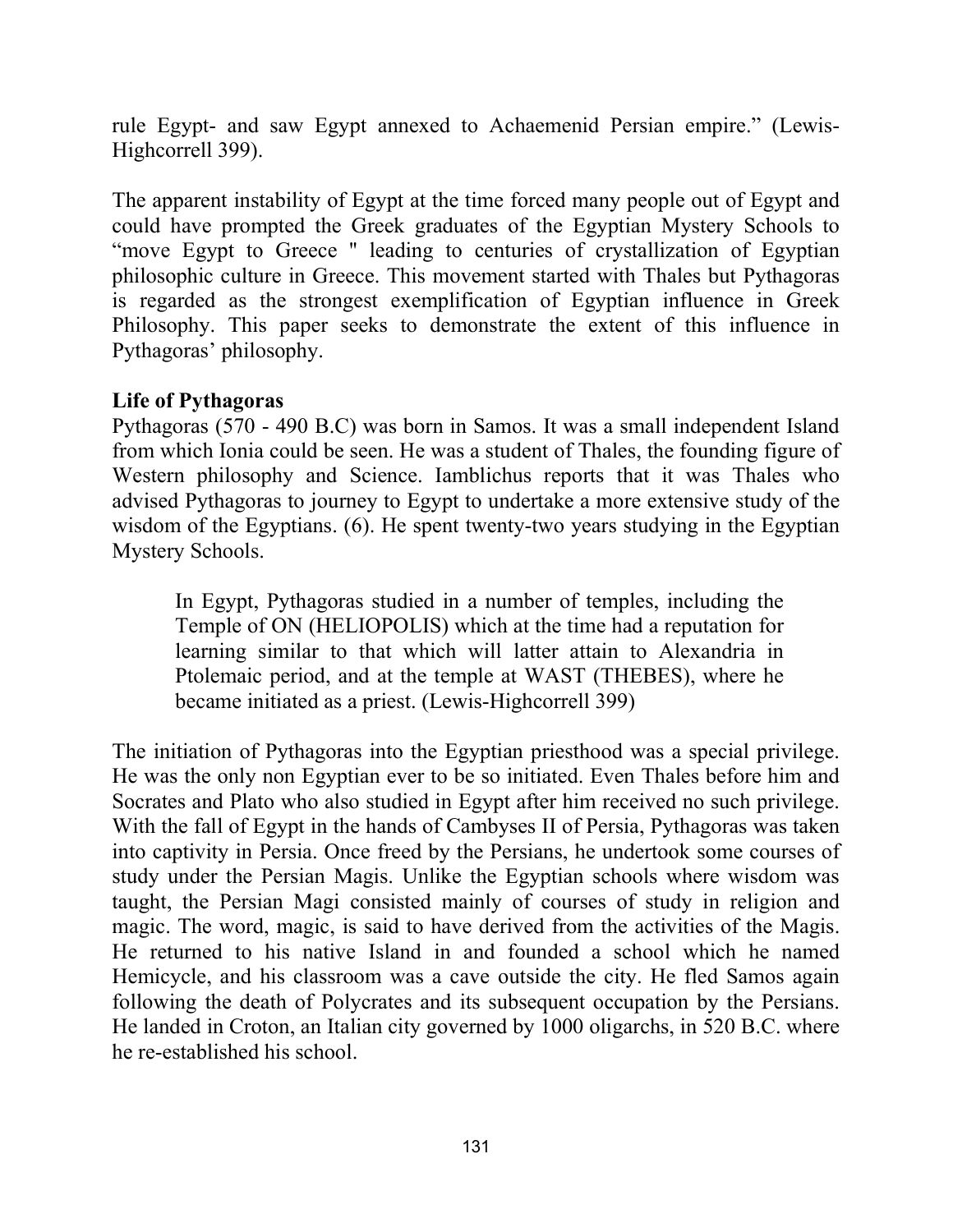rule Egypt- and saw Egypt annexed to Achaemenid Persian empire." (Lewis-Highcorrell 399).

The apparent instability of Egypt at the time forced many people out of Egypt and could have prompted the Greek graduates of the Egyptian Mystery Schools to "move Egypt to Greece " leading to centuries of crystallization of Egyptian philosophic culture in Greece. This movement started with Thales but Pythagoras is regarded as the strongest exemplification of Egyptian influence in Greek Philosophy. This paper seeks to demonstrate the extent of this influence in Pythagoras' philosophy.

**Life of Pythagoras**

Pythagoras (570 - 490 B.C) was born in Samos. It was a small independent Island from which Ionia could be seen. He was a student of Thales, the founding figure of Western philosophy and Science. Iamblichus reports that it was Thales who advised Pythagoras to journey to Egypt to undertake a more extensive study of the wisdom of the Egyptians. (6). He spent twenty-two years studying in the Egyptian Mystery Schools.

> In Egypt, Pythagoras studied in a number of temples, including the Temple of ON (HELIOPOLIS) which at the time had a reputation for learning similar to that which will latter attain to Alexandria in Ptolemaic period, and at the temple at WAST (THEBES), where he became initiated as a priest. (Lewis-Highcorrell 399)

The initiation of Pythagoras into the Egyptian priesthood was a special privilege. He was the only non Egyptian ever to be so initiated. Even Thales before him and Socrates and Plato who also studied in Egypt after him received no such privilege. With the fall of Egypt in the hands of Cambyses II of Persia, Pythagoras was taken into captivity in Persia. Once freed by the Persians, he undertook some courses of study under the Persian Magis. Unlike the Egyptian schools where wisdom was taught, the Persian Magi consisted mainly of courses of study in religion and magic. The word, magic, is said to have derived from the activities of the Magis. He returned to his native Island in and founded a school which he named Hemicycle, and his classroom was a cave outside the city. He fled Samos again following the death of Polycrates and its subsequent occupation by the Persians. He landed in Croton, an Italian city governed by 1000 oligarchs, in 520 B.C. where he re-established his school.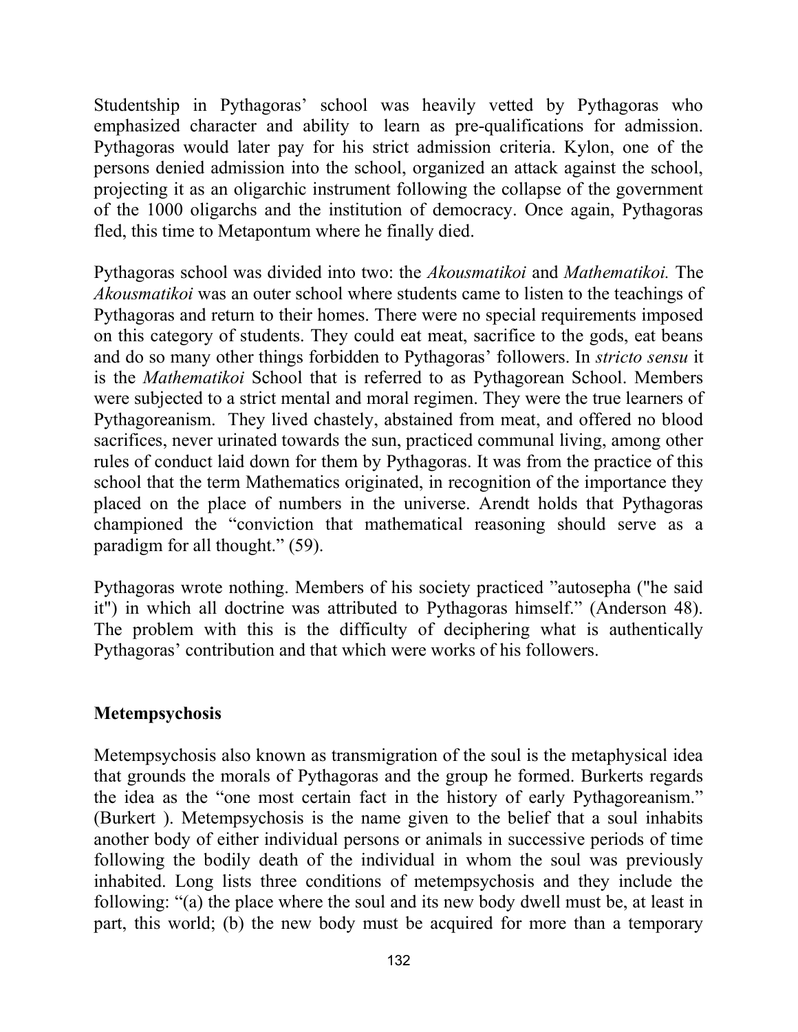Studentship in Pythagoras' school was heavily vetted by Pythagoras who emphasized character and ability to learn as pre-qualifications for admission. Pythagoras would later pay for his strict admission criteria. Kylon, one of the persons denied admission into the school, organized an attack against the school, projecting it as an oligarchic instrument following the collapse of the government of the 1000 oligarchs and the institution of democracy. Once again, Pythagoras fled, this time to Metapontum where he finally died.

Pythagoras school was divided into two: the *Akousmatikoi* and *Mathematikoi.* The *Akousmatikoi* was an outer school where students came to listen to the teachings of Pythagoras and return to their homes. There were no special requirements imposed on this category of students. They could eat meat, sacrifice to the gods, eat beans and do so many other things forbidden to Pythagoras' followers. In *stricto sensu* it is the *Mathematikoi* School that is referred to as Pythagorean School. Members were subjected to a strict mental and moral regimen. They were the true learners of Pythagoreanism. They lived chastely, abstained from meat, and offered no blood sacrifices, never urinated towards the sun, practiced communal living, among other rules of conduct laid down for them by Pythagoras. It was from the practice of this school that the term Mathematics originated, in recognition of the importance they placed on the place of numbers in the universe. Arendt holds that Pythagoras championed the "conviction that mathematical reasoning should serve as a paradigm for all thought." (59).

Pythagoras wrote nothing. Members of his society practiced "autosepha ("he said it") in which all doctrine was attributed to Pythagoras himself." (Anderson 48). The problem with this is the difficulty of deciphering what is authentically Pythagoras' contribution and that which were works of his followers.

## Metempsychosis

Metempsychosis also known as transmigration of the soul is the metaphysical idea that grounds the morals of Pythagoras and the group he formed. Burkerts regards the idea as the "one most certain fact in the history of early Pythagoreanism." (Burkert ). Metempsychosis is the name given to the belief that a soul inhabits another body of either individual persons or animals in successive periods of time following the bodily death of the individual in whom the soul was previously inhabited. Long lists three conditions of metempsychosis and they include the following: "(a) the place where the soul and its new body dwell must be, at least in part, this world; (b) the new body must be acquired for more than a temporary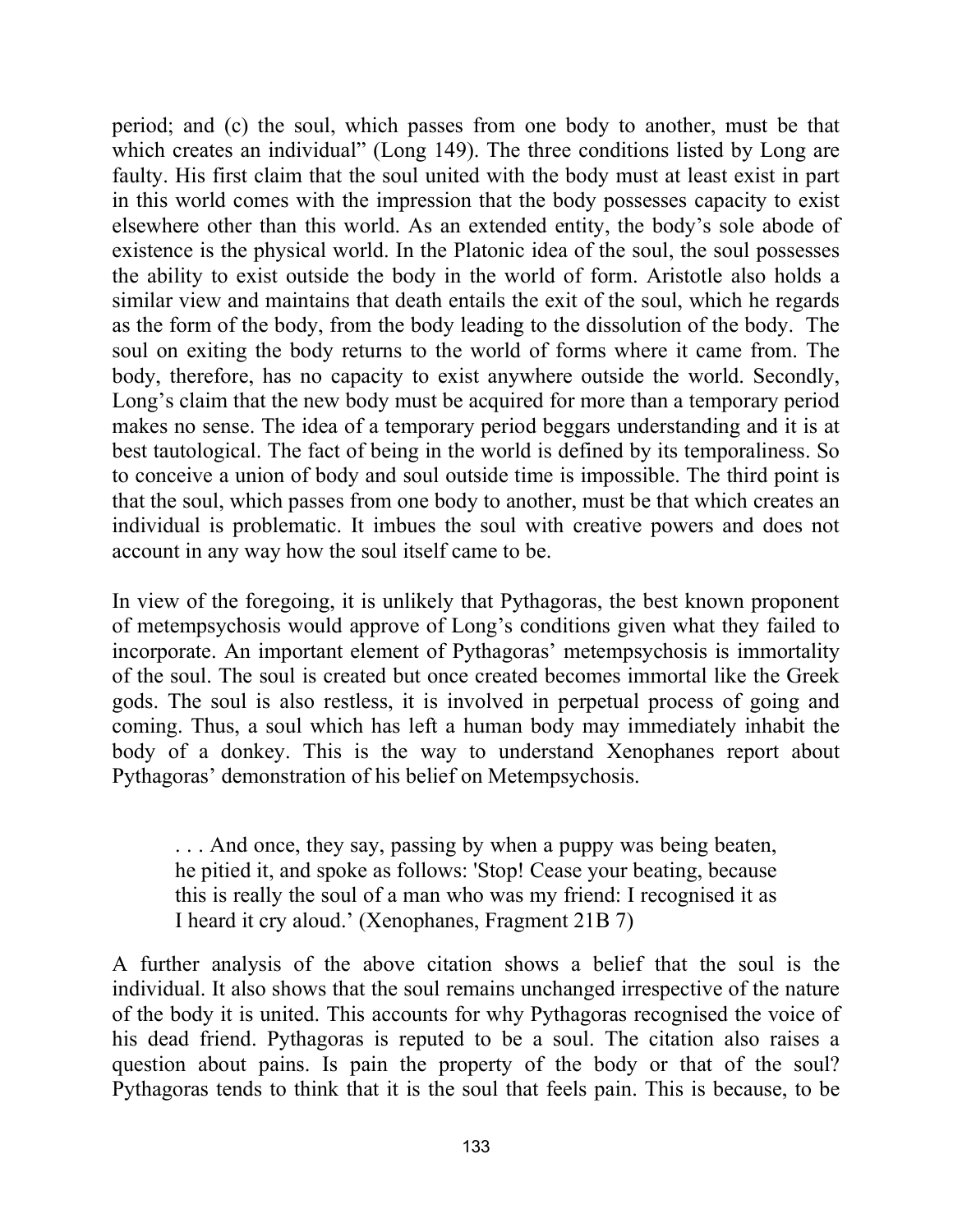period; and (c) the soul, which passes from one body to another, must be that which creates an individual" (Long 149). The three conditions listed by Long are faulty. His first claim that the soul united with the body must at least exist in part in this world comes with the impression that the body possesses capacity to exist elsewhere other than this world. As an extended entity, the body's sole abode of existence is the physical world. In the Platonic idea of the soul, the soul possesses the ability to exist outside the body in the world of form. Aristotle also holds a similar view and maintains that death entails the exit of the soul, which he regards as the form of the body, from the body leading to the dissolution of the body. The soul on exiting the body returns to the world of forms where it came from. The body, therefore, has no capacity to exist anywhere outside the world. Secondly, Long's claim that the new body must be acquired for more than a temporary period makes no sense. The idea of a temporary period beggars understanding and it is at best tautological. The fact of being in the world is defined by its temporaliness. So to conceive a union of body and soul outside time is impossible. The third point is that the soul, which passes from one body to another, must be that which creates an individual is problematic. It imbues the soul with creative powers and does not account in any way how the soul itself came to be.

In view of the foregoing, it is unlikely that Pythagoras, the best known proponent of metempsychosis would approve of Long's conditions given what they failed to incorporate. An important element of Pythagoras' metempsychosis is immortality of the soul. The soul is created but once created becomes immortal like the Greek gods. The soul is also restless, it is involved in perpetual process of going and coming. Thus, a soul which has left a human body may immediately inhabit the body of a donkey. This is the way to understand Xenophanes report about Pythagoras' demonstration of his belief on Metempsychosis.

> . . . And once, they say, passing by when a puppy was being beaten, he pitied it, and spoke as follows: 'Stop! Cease your beating, because this is really the soul of a man who was my friend: I recognised it as I heard it cry aloud.' (Xenophanes, Fragment 21B 7)

A further analysis of the above citation shows a belief that the soul is the individual. It also shows that the soul remains unchanged irrespective of the nature of the body it is united. This accounts for why Pythagoras recognised the voice of his dead friend. Pythagoras is reputed to be a soul. The citation also raises a question about pains. Is pain the property of the body or that of the soul? Pythagoras tends to think that it is the soul that feels pain. This is because, to be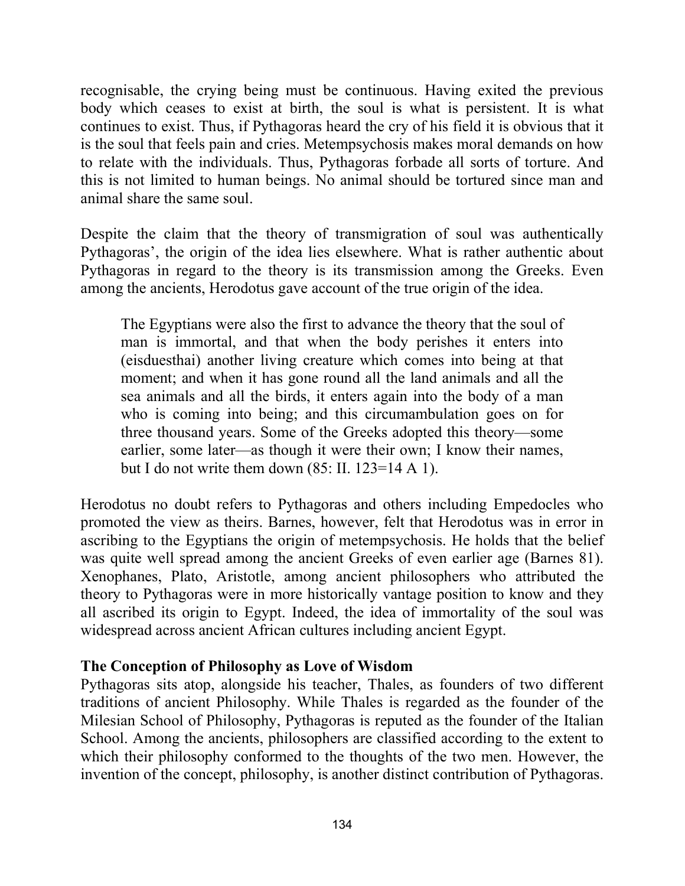recognisable, the crying being must be continuous. Having exited the previous body which ceases to exist at birth, the soul is what is persistent. It is what continues to exist. Thus, if Pythagoras heard the cry of his field it is obvious that it is the soul that feels pain and cries. Metempsychosis makes moral demands on how to relate with the individuals. Thus, Pythagoras forbade all sorts of torture. And this is not limited to human beings. No animal should be tortured since man and animal share the same soul.

Despite the claim that the theory of transmigration of soul was authentically Pythagoras', the origin of the idea lies elsewhere. What is rather authentic about Pythagoras in regard to the theory is its transmission among the Greeks. Even among the ancients, Herodotus gave account of the true origin of the idea.

> The Egyptians were also the first to advance the theory that the soul of man is immortal, and that when the body perishes it enters into (eisduesthai) another living creature which comes into being at that moment; and when it has gone round all the land animals and all the sea animals and all the birds, it enters again into the body of a man who is coming into being; and this circumambulation goes on for three thousand years. Some of the Greeks adopted this theory—some earlier, some later—as though it were their own; I know their names, but I do not write them down (85: II. 123=14 A 1).

Herodotus no doubt refers to Pythagoras and others including Empedocles who promoted the view as theirs. Barnes, however, felt that Herodotus was in error in ascribing to the Egyptians the origin of metempsychosis. He holds that the belief was quite well spread among the ancient Greeks of even earlier age (Barnes 81). Xenophanes, Plato, Aristotle, among ancient philosophers who attributed the theory to Pythagoras were in more historically vantage position to know and they all ascribed its origin to Egypt. Indeed, the idea of immortality of the soul was widespread across ancient African cultures including ancient Egypt.

**The Conception of Philosophy as Love of Wisdom**

Pythagoras sits atop, alongside his teacher, Thales, as founders of two different traditions of ancient Philosophy. While Thales is regarded as the founder of the Milesian School of Philosophy, Pythagoras is reputed as the founder of the Italian School. Among the ancients, philosophers are classified according to the extent to which their philosophy conformed to the thoughts of the two men. However, the invention of the concept, philosophy, is another distinct contribution of Pythagoras.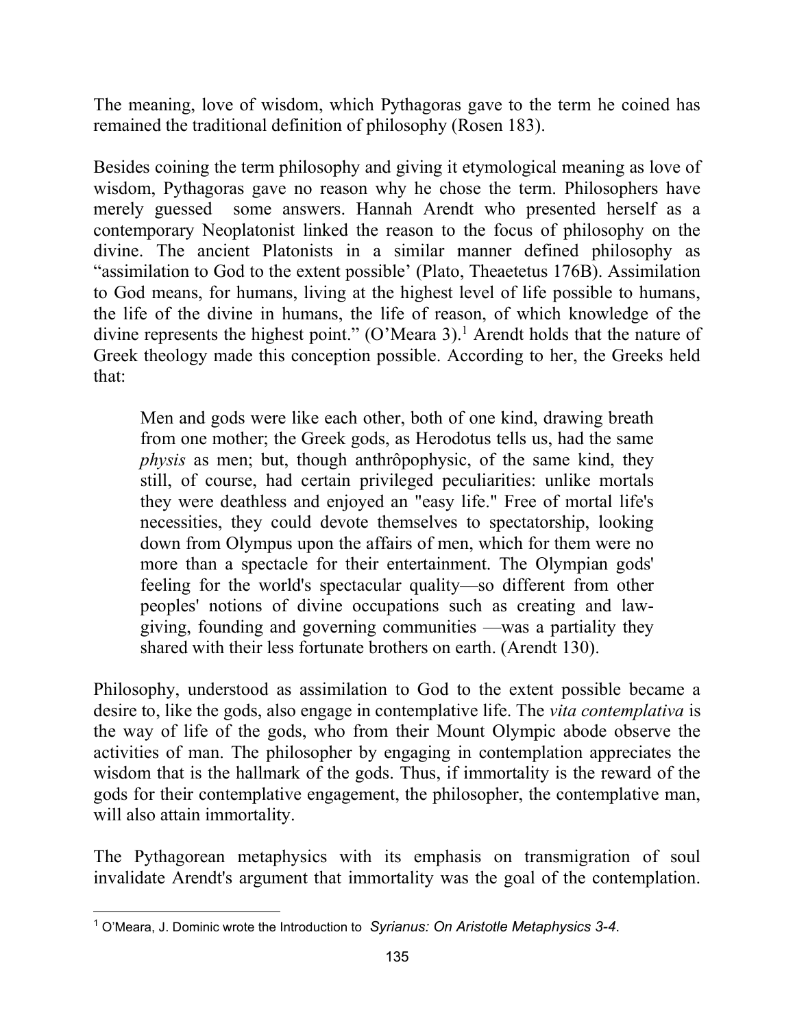The meaning, love of wisdom, which Pythagoras gave to the term he coined has remained the traditional definition of philosophy (Rosen 183).

Besides coining the term philosophy and giving it etymological meaning as love of wisdom, Pythagoras gave no reason why he chose the term. Philosophers have merely guessed some answers. Hannah Arendt who presented herself as a contemporary Neoplatonist linked the reason to the focus of philosophy on the divine. The ancient Platonists in a similar manner defined philosophy as "assimilation to God to the extent possible' (Plato, Theaetetus 176B). Assimilation to God means, for humans, living at the highest level of life possible to humans, the life of the divine in humans, the life of reason, of which knowledge of the divine represents the highest point." (O'Meara 3).[1] Arendt holds that the nature of Greek theology made this conception possible. According to her, the Greeks held that:

> Men and gods were like each other, both of one kind, drawing breath from one mother; the Greek gods, as Herodotus tells us, had the same *physis* as men; but, though anthrôpophysic, of the same kind, they still, of course, had certain privileged peculiarities: unlike mortals they were deathless and enjoyed an "easy life." Free of mortal life's necessities, they could devote themselves to spectatorship, looking down from Olympus upon the affairs of men, which for them were no more than a spectacle for their entertainment. The Olympian gods' feeling for the world's spectacular quality—so different from other peoples' notions of divine occupations such as creating and law-giving, founding and governing communities —was a partiality they shared with their less fortunate brothers on earth. (Arendt 130).

Philosophy, understood as assimilation to God to the extent possible became a desire to, like the gods, also engage in contemplative life. The *vita contemplativa* is the way of life of the gods, who from their Mount Olympic abode observe the activities of man. The philosopher by engaging in contemplation appreciates the wisdom that is the hallmark of the gods. Thus, if immortality is the reward of the gods for their contemplative engagement, the philosopher, the contemplative man, will also attain immortality.

The Pythagorean metaphysics with its emphasis on transmigration of soul invalidate Arendt's argument that immortality was the goal of the contemplation.

---

[1] O'Meara, J. Dominic wrote the Introduction to *Syrianus: On Aristotle Metaphysics 3-4*.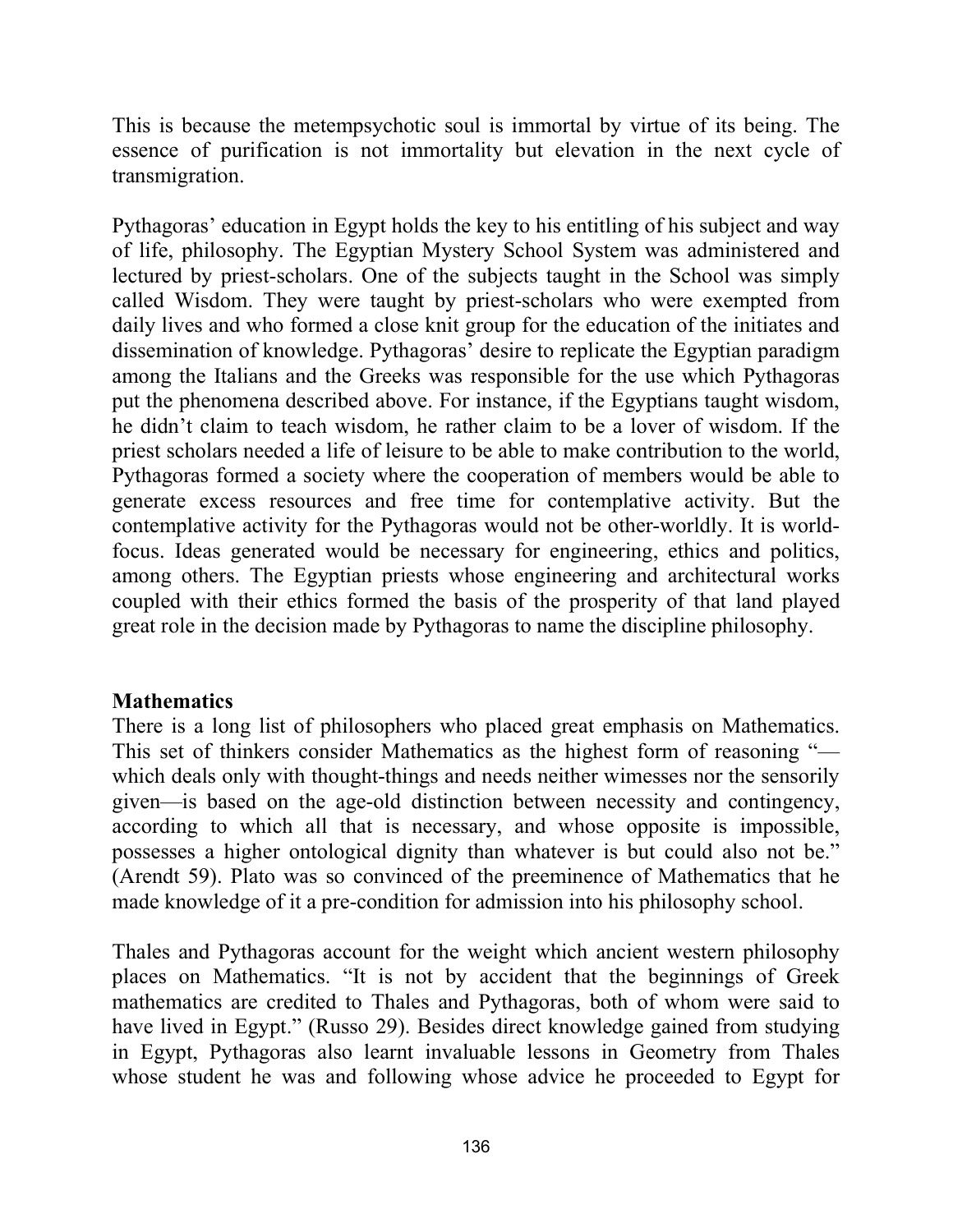This is because the metempsychotic soul is immortal by virtue of its being. The essence of purification is not immortality but elevation in the next cycle of transmigration.

Pythagoras' education in Egypt holds the key to his entitling of his subject and way of life, philosophy. The Egyptian Mystery School System was administered and lectured by priest-scholars. One of the subjects taught in the School was simply called Wisdom. They were taught by priest-scholars who were exempted from daily lives and who formed a close knit group for the education of the initiates and dissemination of knowledge. Pythagoras' desire to replicate the Egyptian paradigm among the Italians and the Greeks was responsible for the use which Pythagoras put the phenomena described above. For instance, if the Egyptians taught wisdom, he didn't claim to teach wisdom, he rather claim to be a lover of wisdom. If the priest scholars needed a life of leisure to be able to make contribution to the world, Pythagoras formed a society where the cooperation of members would be able to generate excess resources and free time for contemplative activity. But the contemplative activity for the Pythagoras would not be other-worldly. It is world-focus. Ideas generated would be necessary for engineering, ethics and politics, among others. The Egyptian priests whose engineering and architectural works coupled with their ethics formed the basis of the prosperity of that land played great role in the decision made by Pythagoras to name the discipline philosophy.

## Mathematics

There is a long list of philosophers who placed great emphasis on Mathematics. This set of thinkers consider Mathematics as the highest form of reasoning "—which deals only with thought-things and needs neither wimesses nor the sensorily given—is based on the age-old distinction between necessity and contingency, according to which all that is necessary, and whose opposite is impossible, possesses a higher ontological dignity than whatever is but could also not be." (Arendt 59). Plato was so convinced of the preeminence of Mathematics that he made knowledge of it a pre-condition for admission into his philosophy school.

Thales and Pythagoras account for the weight which ancient western philosophy places on Mathematics. "It is not by accident that the beginnings of Greek mathematics are credited to Thales and Pythagoras, both of whom were said to have lived in Egypt." (Russo 29). Besides direct knowledge gained from studying in Egypt, Pythagoras also learnt invaluable lessons in Geometry from Thales whose student he was and following whose advice he proceeded to Egypt for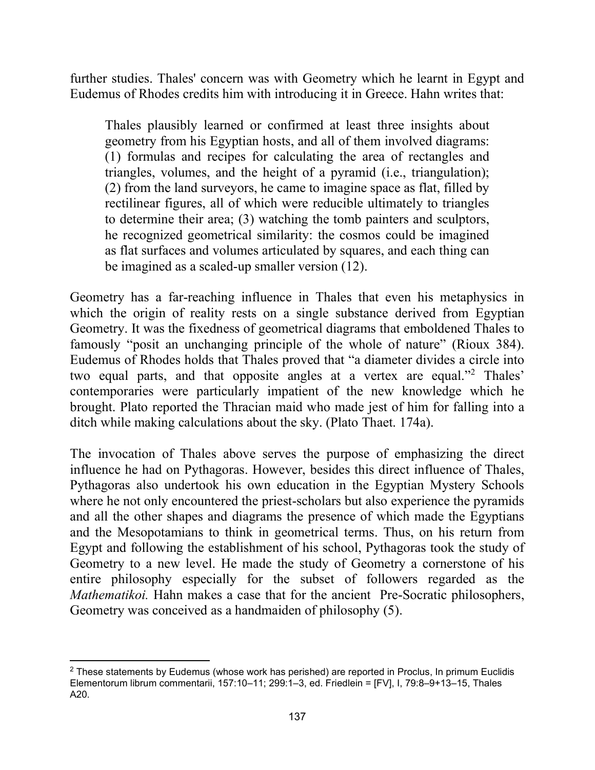further studies. Thales' concern was with Geometry which he learnt in Egypt and Eudemus of Rhodes credits him with introducing it in Greece. Hahn writes that:

> Thales plausibly learned or confirmed at least three insights about geometry from his Egyptian hosts, and all of them involved diagrams: (1) formulas and recipes for calculating the area of rectangles and triangles, volumes, and the height of a pyramid (i.e., triangulation); (2) from the land surveyors, he came to imagine space as flat, filled by rectilinear figures, all of which were reducible ultimately to triangles to determine their area; (3) watching the tomb painters and sculptors, he recognized geometrical similarity: the cosmos could be imagined as flat surfaces and volumes articulated by squares, and each thing can be imagined as a scaled-up smaller version (12).

Geometry has a far-reaching influence in Thales that even his metaphysics in which the origin of reality rests on a single substance derived from Egyptian Geometry. It was the fixedness of geometrical diagrams that emboldened Thales to famously "posit an unchanging principle of the whole of nature" (Rioux 384). Eudemus of Rhodes holds that Thales proved that "a diameter divides a circle into two equal parts, and that opposite angles at a vertex are equal."[2] Thales' contemporaries were particularly impatient of the new knowledge which he brought. Plato reported the Thracian maid who made jest of him for falling into a ditch while making calculations about the sky. (Plato Thaet. 174a).

The invocation of Thales above serves the purpose of emphasizing the direct influence he had on Pythagoras. However, besides this direct influence of Thales, Pythagoras also undertook his own education in the Egyptian Mystery Schools where he not only encountered the priest-scholars but also experience the pyramids and all the other shapes and diagrams the presence of which made the Egyptians and the Mesopotamians to think in geometrical terms. Thus, on his return from Egypt and following the establishment of his school, Pythagoras took the study of Geometry to a new level. He made the study of Geometry a cornerstone of his entire philosophy especially for the subset of followers regarded as the *Mathematikoi.* Hahn makes a case that for the ancient Pre-Socratic philosophers, Geometry was conceived as a handmaiden of philosophy (5).

---

[2] These statements by Eudemus (whose work has perished) are reported in Proclus, In primum Euclidis Elementorum librum commentarii, 157:10–11; 299:1–3, ed. Friedlein = [FV], I, 79:8–9+13–15, Thales A20.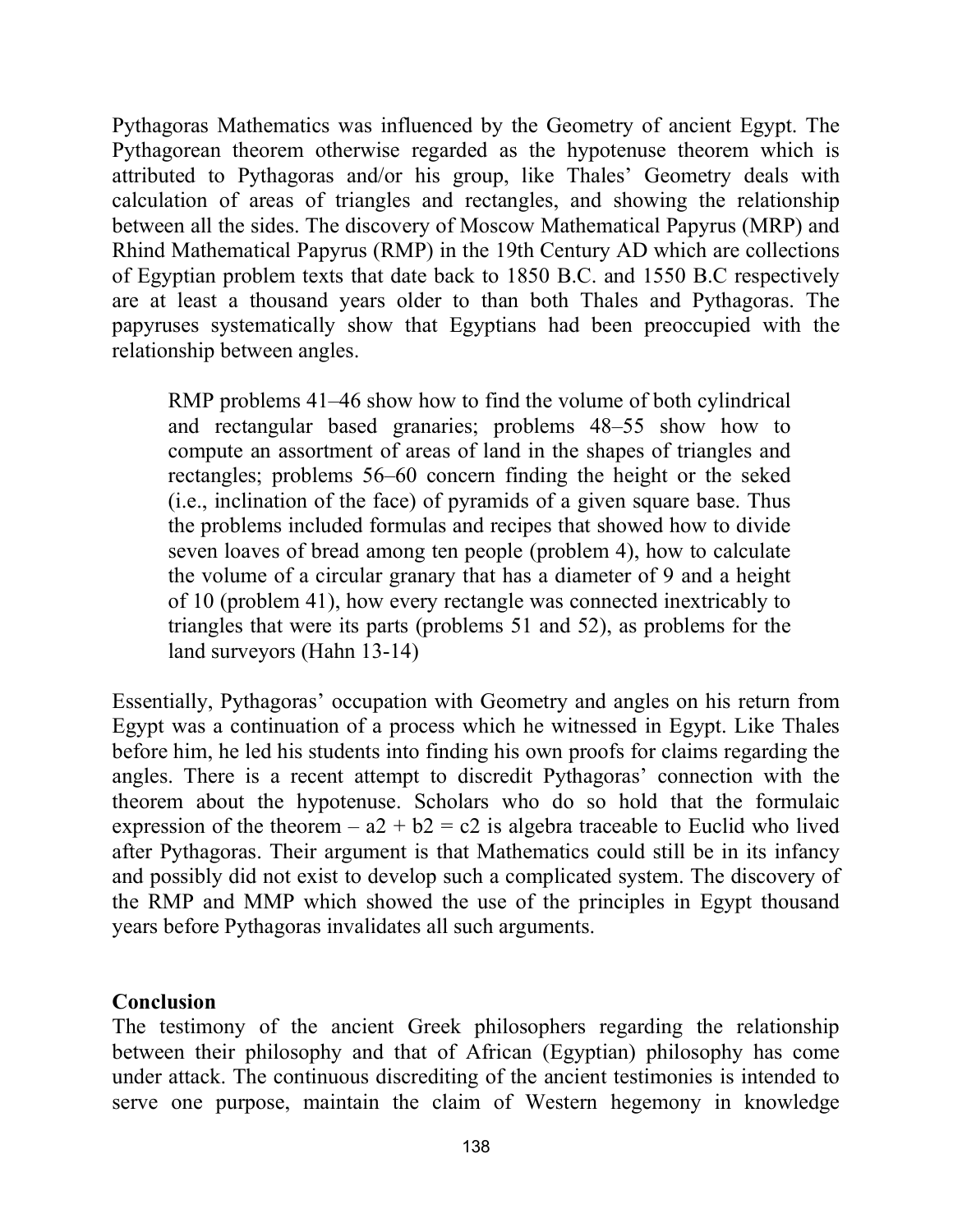Pythagoras Mathematics was influenced by the Geometry of ancient Egypt. The Pythagorean theorem otherwise regarded as the hypotenuse theorem which is attributed to Pythagoras and/or his group, like Thales' Geometry deals with calculation of areas of triangles and rectangles, and showing the relationship between all the sides. The discovery of Moscow Mathematical Papyrus (MRP) and Rhind Mathematical Papyrus (RMP) in the 19th Century AD which are collections of Egyptian problem texts that date back to 1850 B.C. and 1550 B.C respectively are at least a thousand years older to than both Thales and Pythagoras. The papyruses systematically show that Egyptians had been preoccupied with the relationship between angles.

> RMP problems 41–46 show how to find the volume of both cylindrical and rectangular based granaries; problems 48–55 show how to compute an assortment of areas of land in the shapes of triangles and rectangles; problems 56–60 concern finding the height or the seked (i.e., inclination of the face) of pyramids of a given square base. Thus the problems included formulas and recipes that showed how to divide seven loaves of bread among ten people (problem 4), how to calculate the volume of a circular granary that has a diameter of 9 and a height of 10 (problem 41), how every rectangle was connected inextricably to triangles that were its parts (problems 51 and 52), as problems for the land surveyors (Hahn 13-14)

Essentially, Pythagoras' occupation with Geometry and angles on his return from Egypt was a continuation of a process which he witnessed in Egypt. Like Thales before him, he led his students into finding his own proofs for claims regarding the angles. There is a recent attempt to discredit Pythagoras' connection with the theorem about the hypotenuse. Scholars who do so hold that the formulaic expression of the theorem – $a2 + b2 = c2$ is algebra traceable to Euclid who lived after Pythagoras. Their argument is that Mathematics could still be in its infancy and possibly did not exist to develop such a complicated system. The discovery of the RMP and MMP which showed the use of the principles in Egypt thousand years before Pythagoras invalidates all such arguments.

## Conclusion

The testimony of the ancient Greek philosophers regarding the relationship between their philosophy and that of African (Egyptian) philosophy has come under attack. The continuous discrediting of the ancient testimonies is intended to serve one purpose, maintain the claim of Western hegemony in knowledge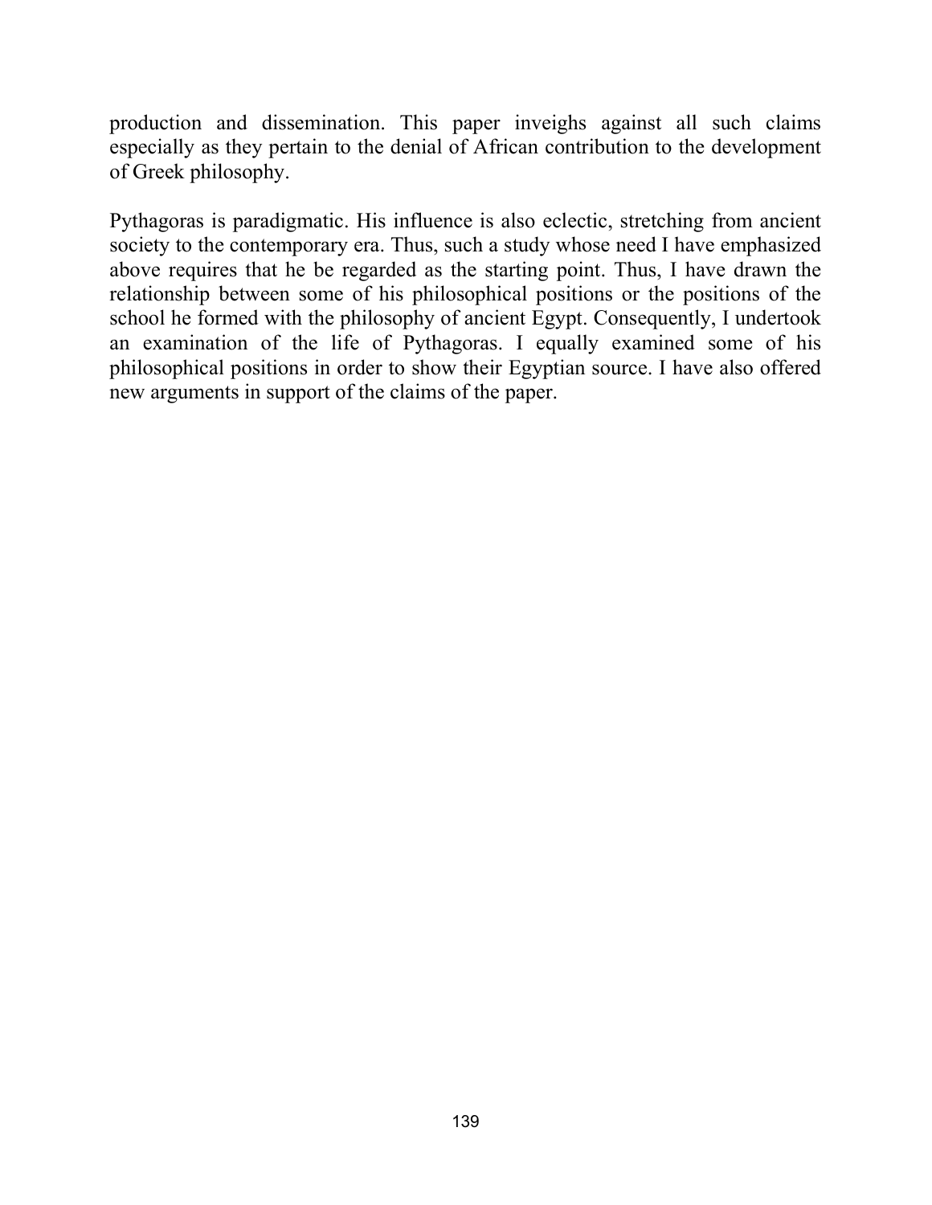production and dissemination. This paper inveighs against all such claims especially as they pertain to the denial of African contribution to the development of Greek philosophy.

Pythagoras is paradigmatic. His influence is also eclectic, stretching from ancient society to the contemporary era. Thus, such a study whose need I have emphasized above requires that he be regarded as the starting point. Thus, I have drawn the relationship between some of his philosophical positions or the positions of the school he formed with the philosophy of ancient Egypt. Consequently, I undertook an examination of the life of Pythagoras. I equally examined some of his philosophical positions in order to show their Egyptian source. I have also offered new arguments in support of the claims of the paper.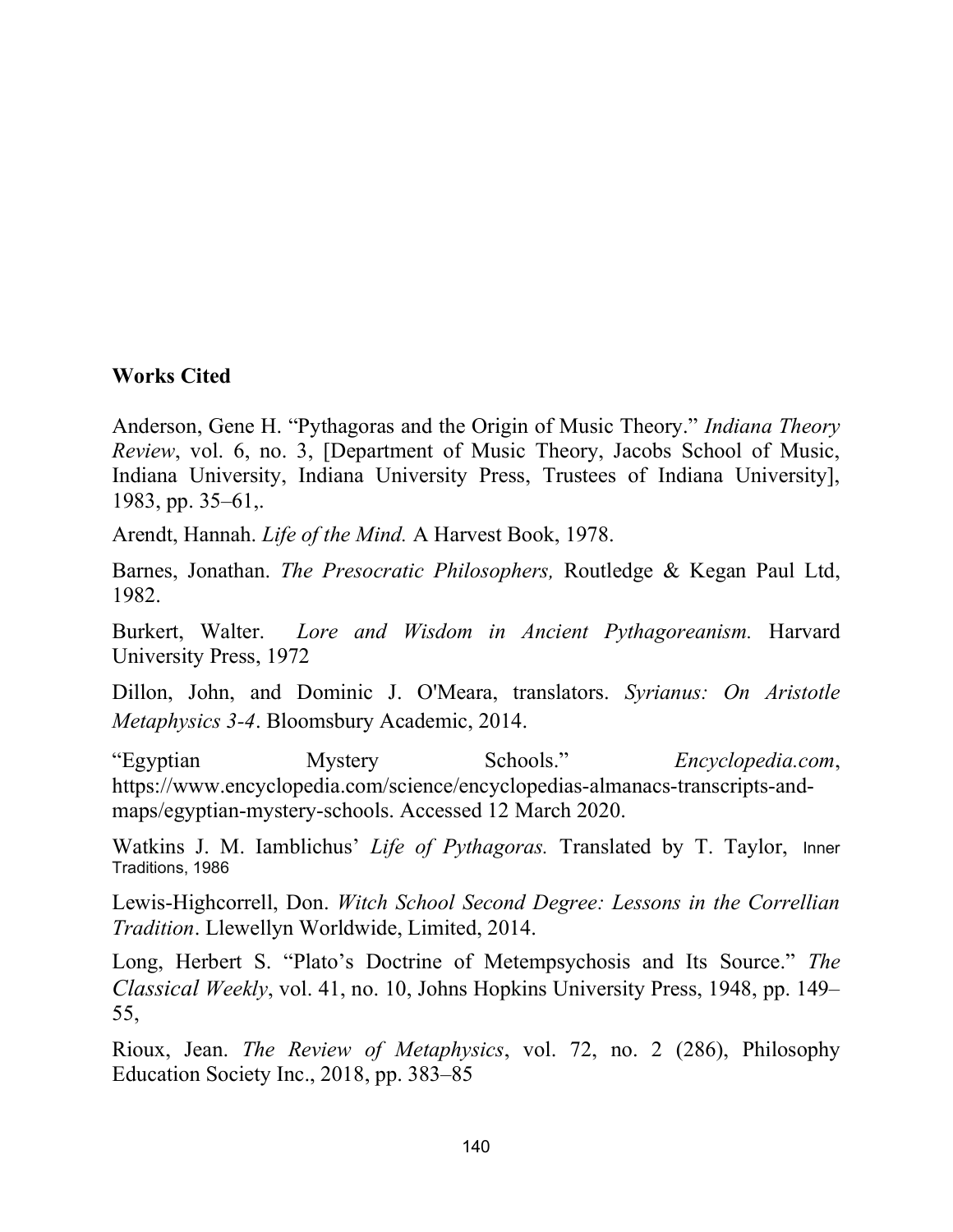**Works Cited**

Anderson, Gene H. "Pythagoras and the Origin of Music Theory." *Indiana Theory Review*, vol. 6, no. 3, [Department of Music Theory, Jacobs School of Music, Indiana University, Indiana University Press, Trustees of Indiana University], 1983, pp. 35–61,.

Arendt, Hannah. *Life of the Mind.* A Harvest Book, 1978.

Barnes, Jonathan. *The Presocratic Philosophers,* Routledge & Kegan Paul Ltd, 1982.

Burkert, Walter. *Lore and Wisdom in Ancient Pythagoreanism.* Harvard University Press, 1972

Dillon, John, and Dominic J. O'Meara, translators. *Syrianus: On Aristotle Metaphysics 3-4*. Bloomsbury Academic, 2014.

"Egyptian Mystery Schools." *Encyclopedia.com*, https://www.encyclopedia.com/science/encyclopedias-almanacs-transcripts-and-maps/egyptian-mystery-schools. Accessed 12 March 2020.

Watkins J. M. Iamblichus' *Life of Pythagoras.* Translated by T. Taylor, Inner Traditions, 1986

Lewis-Highcorrell, Don. *Witch School Second Degree: Lessons in the Correllian Tradition*. Llewellyn Worldwide, Limited, 2014.

Long, Herbert S. "Plato's Doctrine of Metempsychosis and Its Source." *The Classical Weekly*, vol. 41, no. 10, Johns Hopkins University Press, 1948, pp. 149–55,

Rioux, Jean. *The Review of Metaphysics*, vol. 72, no. 2 (286), Philosophy Education Society Inc., 2018, pp. 383–85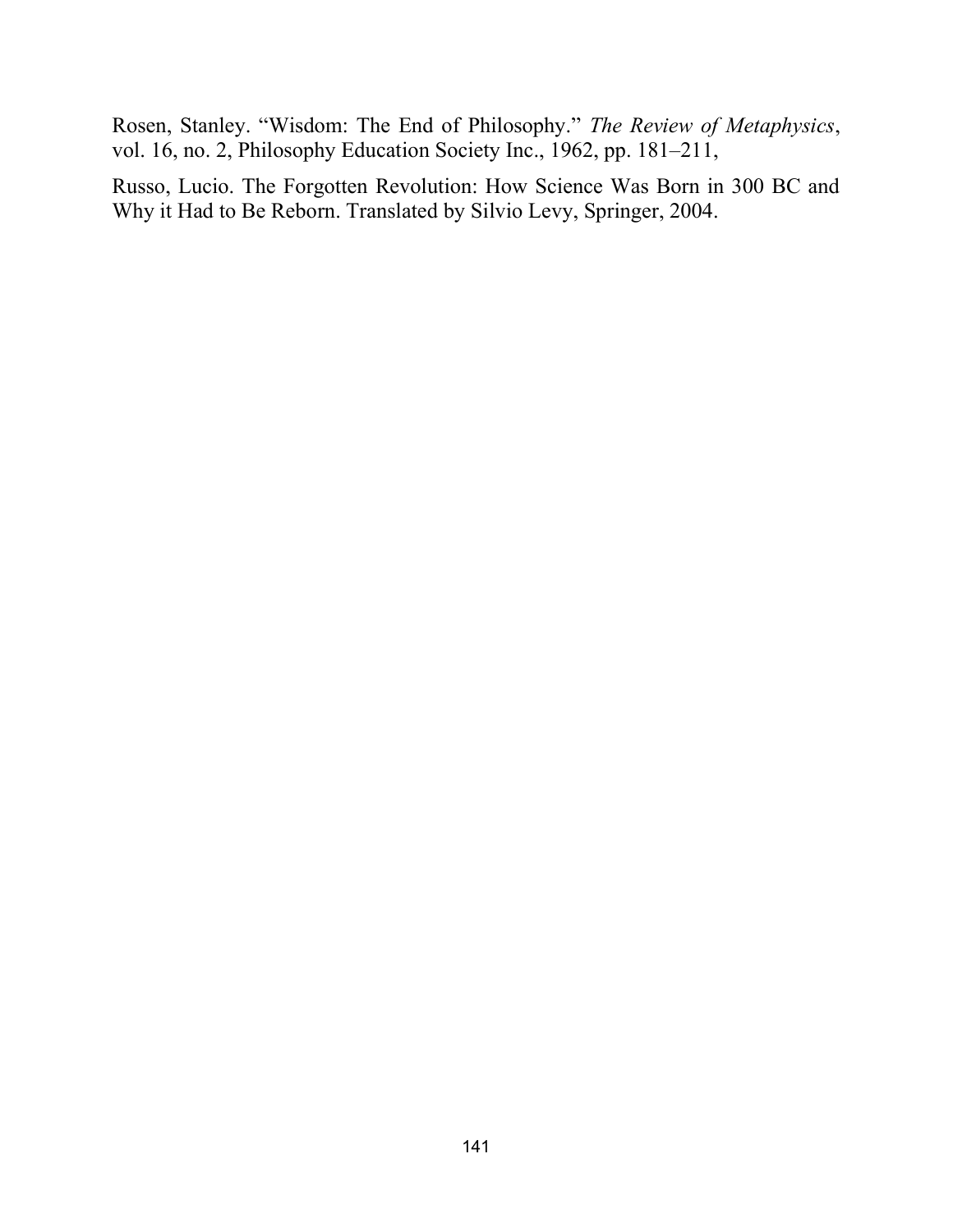Rosen, Stanley. "Wisdom: The End of Philosophy." *The Review of Metaphysics*, vol. 16, no. 2, Philosophy Education Society Inc., 1962, pp. 181–211,

Russo, Lucio. The Forgotten Revolution: How Science Was Born in 300 BC and Why it Had to Be Reborn. Translated by Silvio Levy, Springer, 2004.